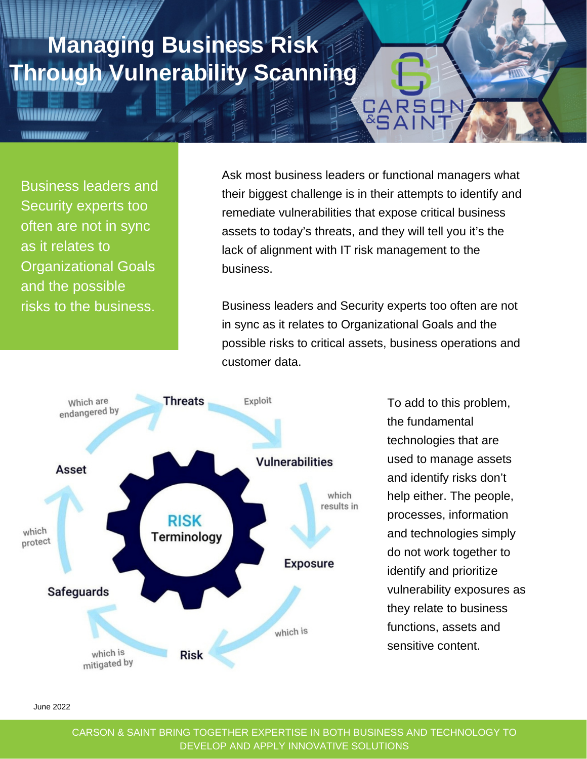# Managing Business Risk Through Vulnerability Scanning

Business leaders and Security experts too often are not in sync as it relates to Organizational Goals and the possible risks to the business.

Ask most business leaders or functional managers what their biggest challenge is in their attempts to identify and remediate vulnerabilities that expose critical business assets to today's threats, and they will tell you it's the lack of alignment with IT risk management to the business.

Business leaders and Security experts too often are not in sync as it relates to Organizational Goals and the possible risks to critical assets, business operations and customer data.

**RISK Terminology**

Threats — Exploit → Vulnerabilities — which results in → Exposure — which is → Risk — which is mitigated by → Safeguards — which protect → Asset — Which are endangered by → Threats

To add to this problem, the fundamental technologies that are used to manage assets and identify risks don't help either. The people, processes, information and technologies simply do not work together to identify and prioritize vulnerability exposures as they relate to business functions, assets and sensitive content.

June 2022

CARSON & SAINT BRING TOGETHER EXPERTISE IN BOTH BUSINESS AND TECHNOLOGY TO DEVELOP AND APPLY INNOVATIVE SOLUTIONS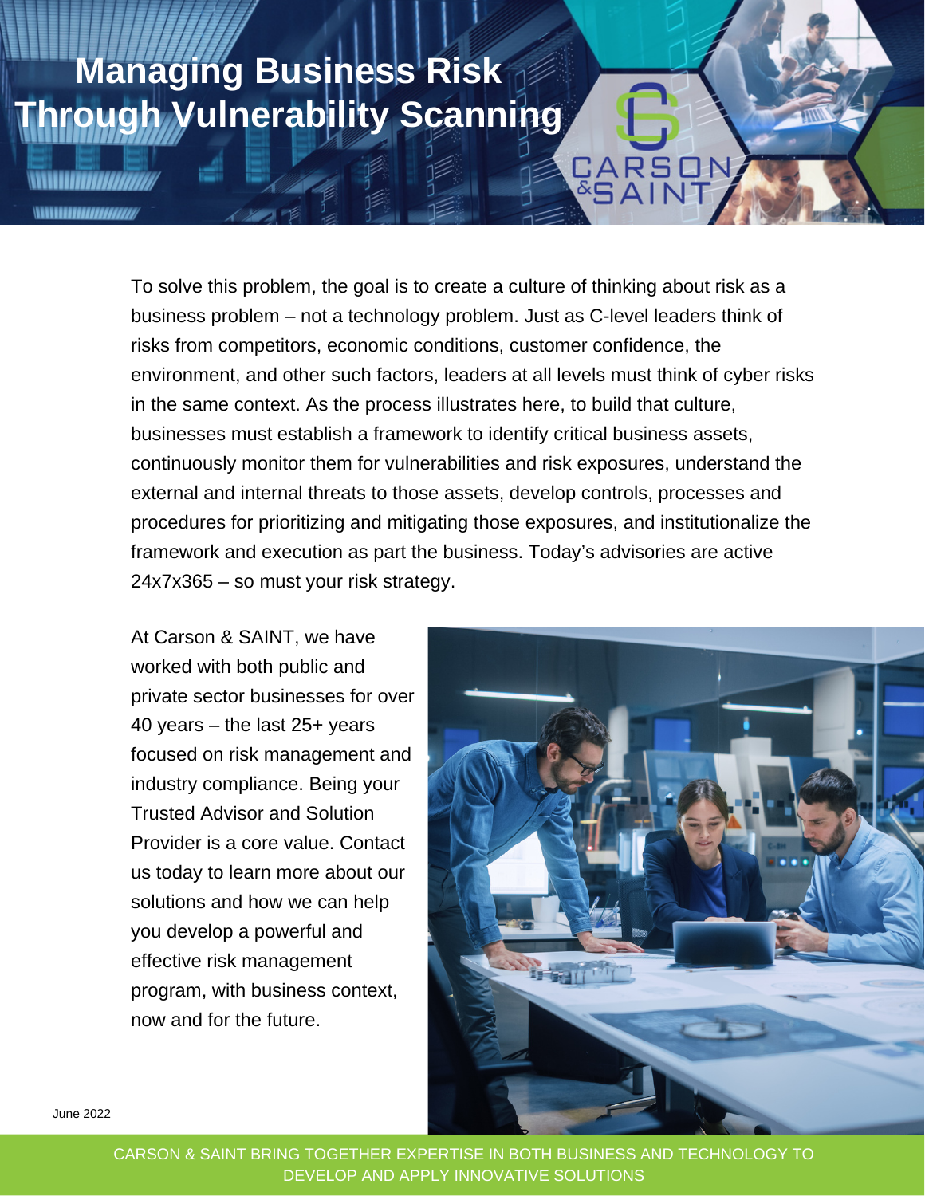# Managing Business Risk Through Vulnerability Scanning

To solve this problem, the goal is to create a culture of thinking about risk as a business problem – not a technology problem. Just as C-level leaders think of risks from competitors, economic conditions, customer confidence, the environment, and other such factors, leaders at all levels must think of cyber risks in the same context. As the process illustrates here, to build that culture, businesses must establish a framework to identify critical business assets, continuously monitor them for vulnerabilities and risk exposures, understand the external and internal threats to those assets, develop controls, processes and procedures for prioritizing and mitigating those exposures, and institutionalize the framework and execution as part the business. Today's advisories are active 24x7x365 – so must your risk strategy.

At Carson & SAINT, we have worked with both public and private sector businesses for over 40 years – the last 25+ years focused on risk management and industry compliance. Being your Trusted Advisor and Solution Provider is a core value. Contact us today to learn more about our solutions and how we can help you develop a powerful and effective risk management program, with business context, now and for the future.

June 2022

CARSON & SAINT BRING TOGETHER EXPERTISE IN BOTH BUSINESS AND TECHNOLOGY TO DEVELOP AND APPLY INNOVATIVE SOLUTIONS